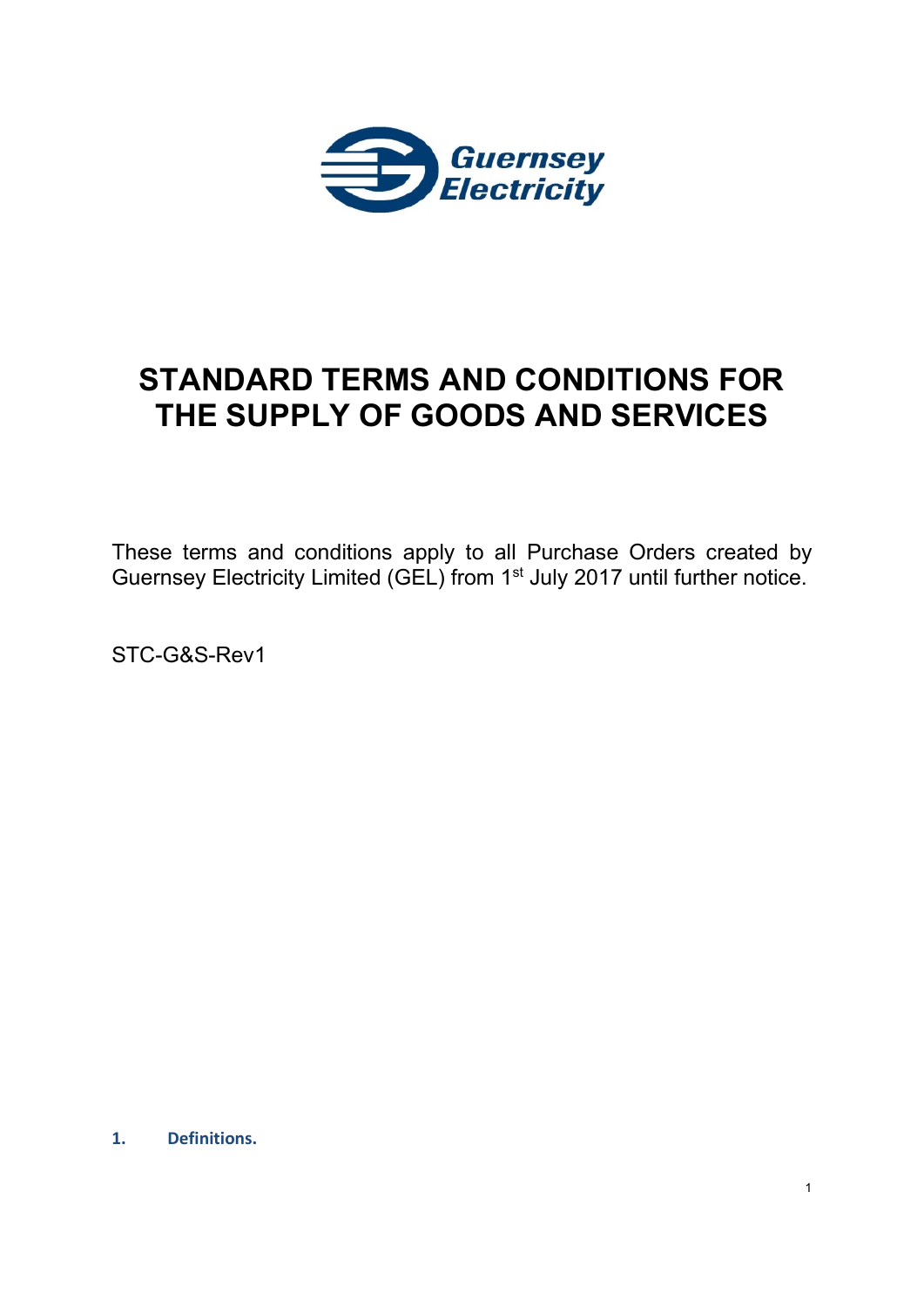# STANDARD TERMS AND CONDITIONS FOR THE SUPPLY OF GOODS AND SERVICES

These terms and conditions apply to all Purchase Orders created by Guernsey Electricity Limited (GEL) from 1st July 2017 until further notice.

STC-G&S-Rev1

## 1. Definitions.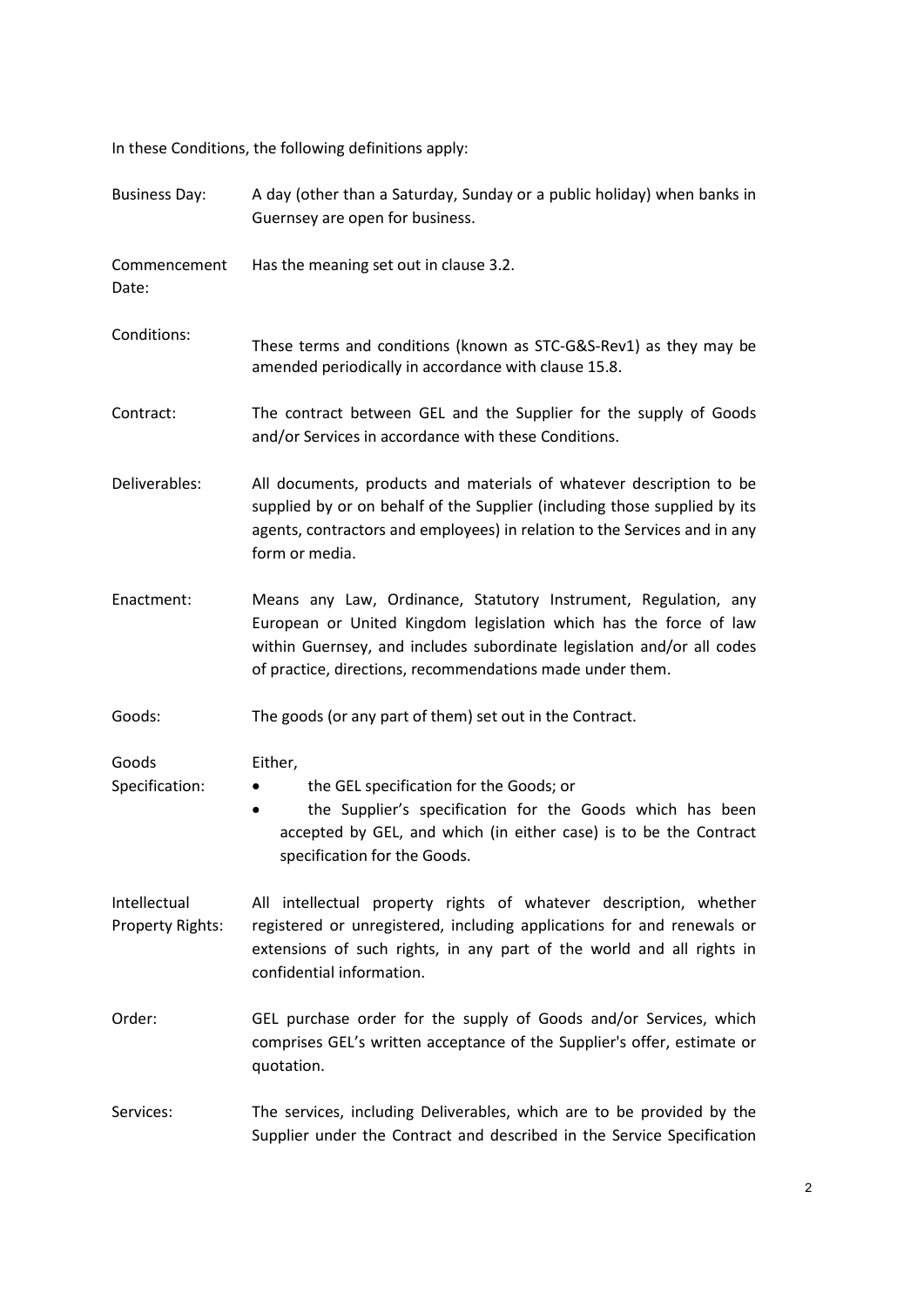In these Conditions, the following definitions apply:

| | |
|---|---|
| Business Day: | A day (other than a Saturday, Sunday or a public holiday) when banks in Guernsey are open for business. |
| Commencement Date: | Has the meaning set out in clause 3.2. |
| Conditions: | These terms and conditions (known as STC-G&S-Rev1) as they may be amended periodically in accordance with clause 15.8. |
| Contract: | The contract between GEL and the Supplier for the supply of Goods and/or Services in accordance with these Conditions. |
| Deliverables: | All documents, products and materials of whatever description to be supplied by or on behalf of the Supplier (including those supplied by its agents, contractors and employees) in relation to the Services and in any form or media. |
| Enactment: | Means any Law, Ordinance, Statutory Instrument, Regulation, any European or United Kingdom legislation which has the force of law within Guernsey, and includes subordinate legislation and/or all codes of practice, directions, recommendations made under them. |
| Goods: | The goods (or any part of them) set out in the Contract. |
| Goods Specification: | Either,<br>• the GEL specification for the Goods; or<br>• the Supplier's specification for the Goods which has been accepted by GEL, and which (in either case) is to be the Contract specification for the Goods. |
| Intellectual Property Rights: | All intellectual property rights of whatever description, whether registered or unregistered, including applications for and renewals or extensions of such rights, in any part of the world and all rights in confidential information. |
| Order: | GEL purchase order for the supply of Goods and/or Services, which comprises GEL's written acceptance of the Supplier's offer, estimate or quotation. |
| Services: | The services, including Deliverables, which are to be provided by the Supplier under the Contract and described in the Service Specification |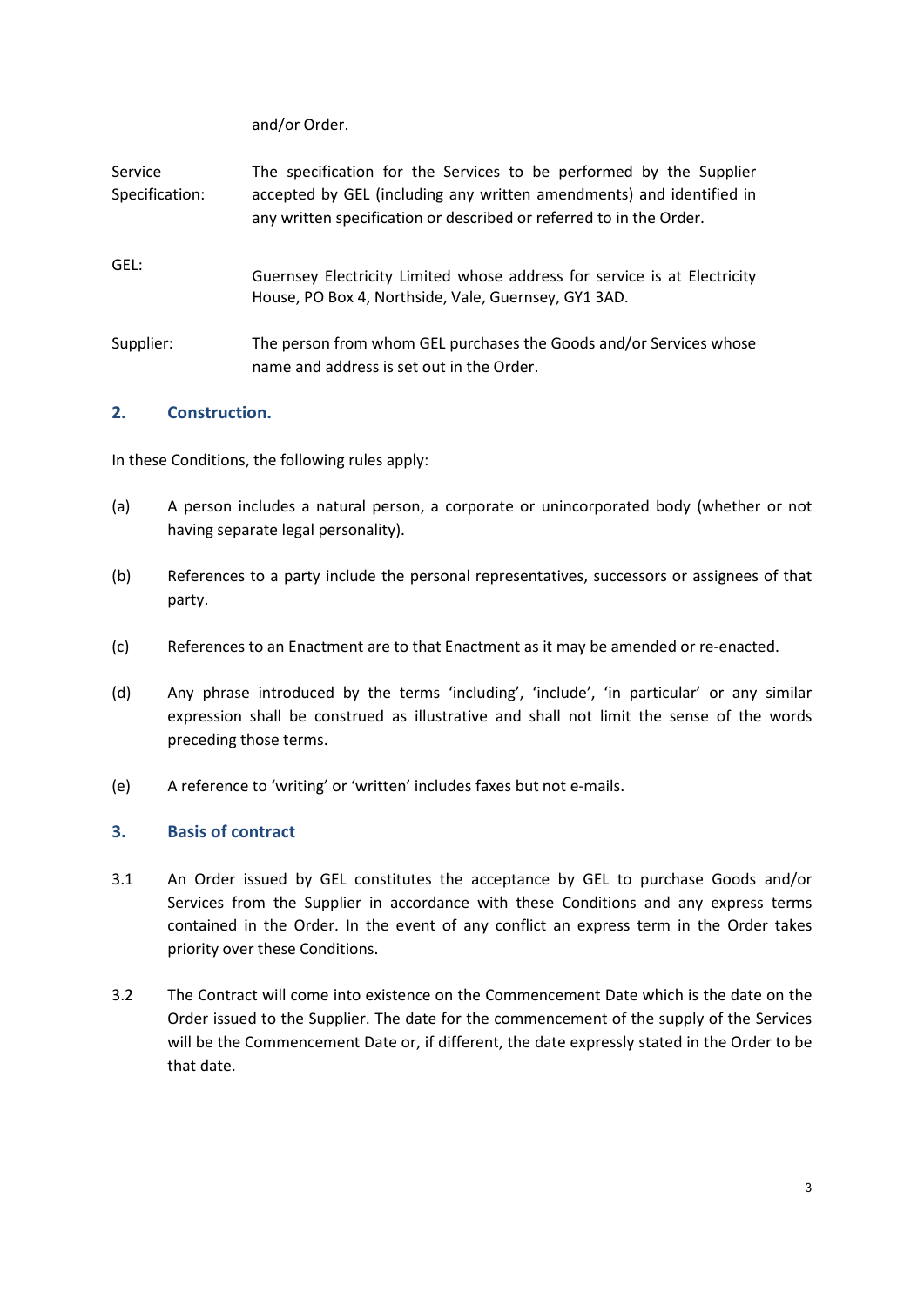and/or Order.

| | |
|---|---|
| Service Specification: | The specification for the Services to be performed by the Supplier accepted by GEL (including any written amendments) and identified in any written specification or described or referred to in the Order. |
| GEL: | Guernsey Electricity Limited whose address for service is at Electricity House, PO Box 4, Northside, Vale, Guernsey, GY1 3AD. |
| Supplier: | The person from whom GEL purchases the Goods and/or Services whose name and address is set out in the Order. |

## 2. Construction.

In these Conditions, the following rules apply:

(a) A person includes a natural person, a corporate or unincorporated body (whether or not having separate legal personality).

(b) References to a party include the personal representatives, successors or assignees of that party.

(c) References to an Enactment are to that Enactment as it may be amended or re-enacted.

(d) Any phrase introduced by the terms 'including', 'include', 'in particular' or any similar expression shall be construed as illustrative and shall not limit the sense of the words preceding those terms.

(e) A reference to 'writing' or 'written' includes faxes but not e-mails.

## 3. Basis of contract

3.1 An Order issued by GEL constitutes the acceptance by GEL to purchase Goods and/or Services from the Supplier in accordance with these Conditions and any express terms contained in the Order. In the event of any conflict an express term in the Order takes priority over these Conditions.

3.2 The Contract will come into existence on the Commencement Date which is the date on the Order issued to the Supplier. The date for the commencement of the supply of the Services will be the Commencement Date or, if different, the date expressly stated in the Order to be that date.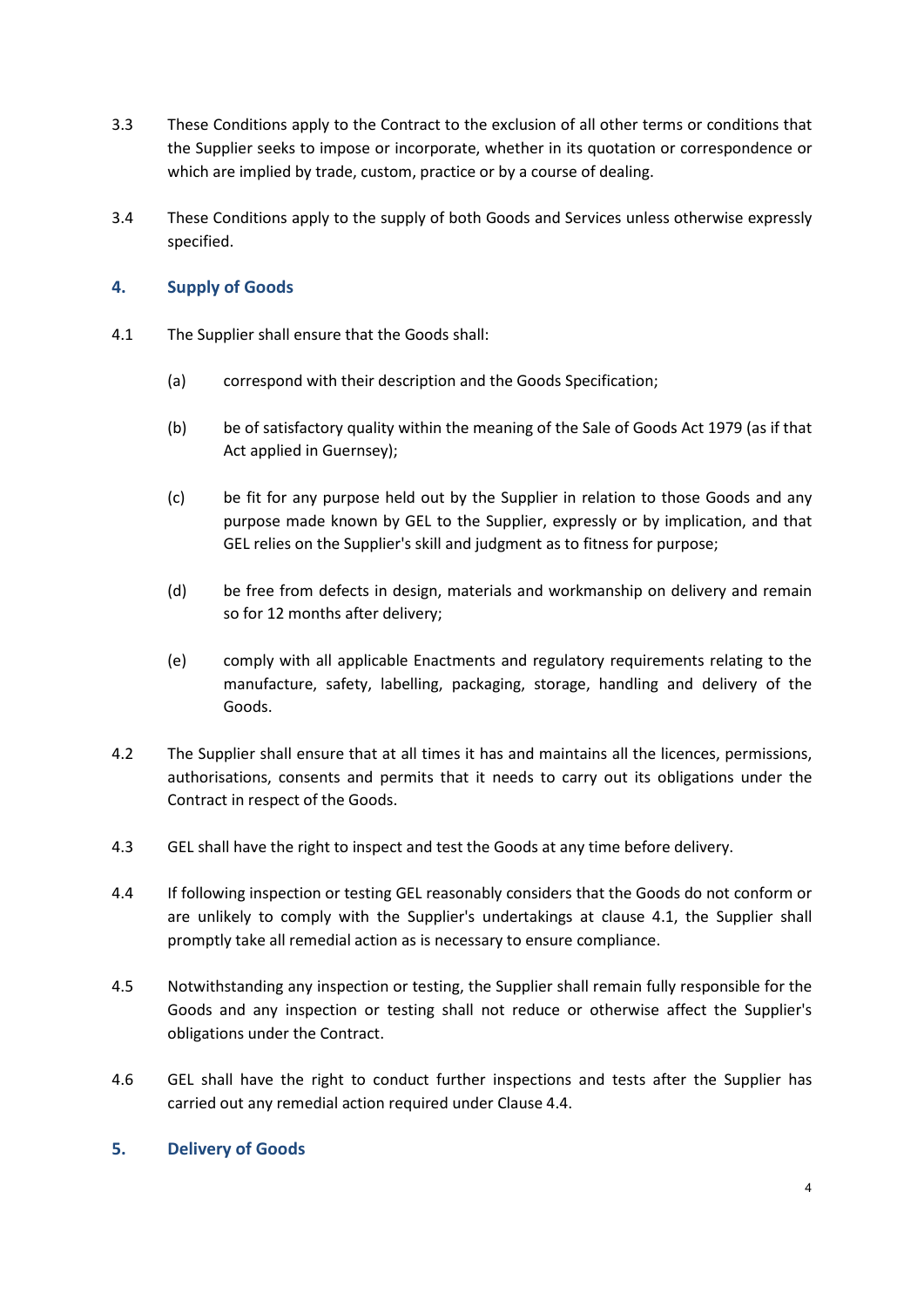3.3 These Conditions apply to the Contract to the exclusion of all other terms or conditions that the Supplier seeks to impose or incorporate, whether in its quotation or correspondence or which are implied by trade, custom, practice or by a course of dealing.

3.4 These Conditions apply to the supply of both Goods and Services unless otherwise expressly specified.

## 4. Supply of Goods

4.1 The Supplier shall ensure that the Goods shall:

(a) correspond with their description and the Goods Specification;

(b) be of satisfactory quality within the meaning of the Sale of Goods Act 1979 (as if that Act applied in Guernsey);

(c) be fit for any purpose held out by the Supplier in relation to those Goods and any purpose made known by GEL to the Supplier, expressly or by implication, and that GEL relies on the Supplier's skill and judgment as to fitness for purpose;

(d) be free from defects in design, materials and workmanship on delivery and remain so for 12 months after delivery;

(e) comply with all applicable Enactments and regulatory requirements relating to the manufacture, safety, labelling, packaging, storage, handling and delivery of the Goods.

4.2 The Supplier shall ensure that at all times it has and maintains all the licences, permissions, authorisations, consents and permits that it needs to carry out its obligations under the Contract in respect of the Goods.

4.3 GEL shall have the right to inspect and test the Goods at any time before delivery.

4.4 If following inspection or testing GEL reasonably considers that the Goods do not conform or are unlikely to comply with the Supplier's undertakings at clause 4.1, the Supplier shall promptly take all remedial action as is necessary to ensure compliance.

4.5 Notwithstanding any inspection or testing, the Supplier shall remain fully responsible for the Goods and any inspection or testing shall not reduce or otherwise affect the Supplier's obligations under the Contract.

4.6 GEL shall have the right to conduct further inspections and tests after the Supplier has carried out any remedial action required under Clause 4.4.

## 5. Delivery of Goods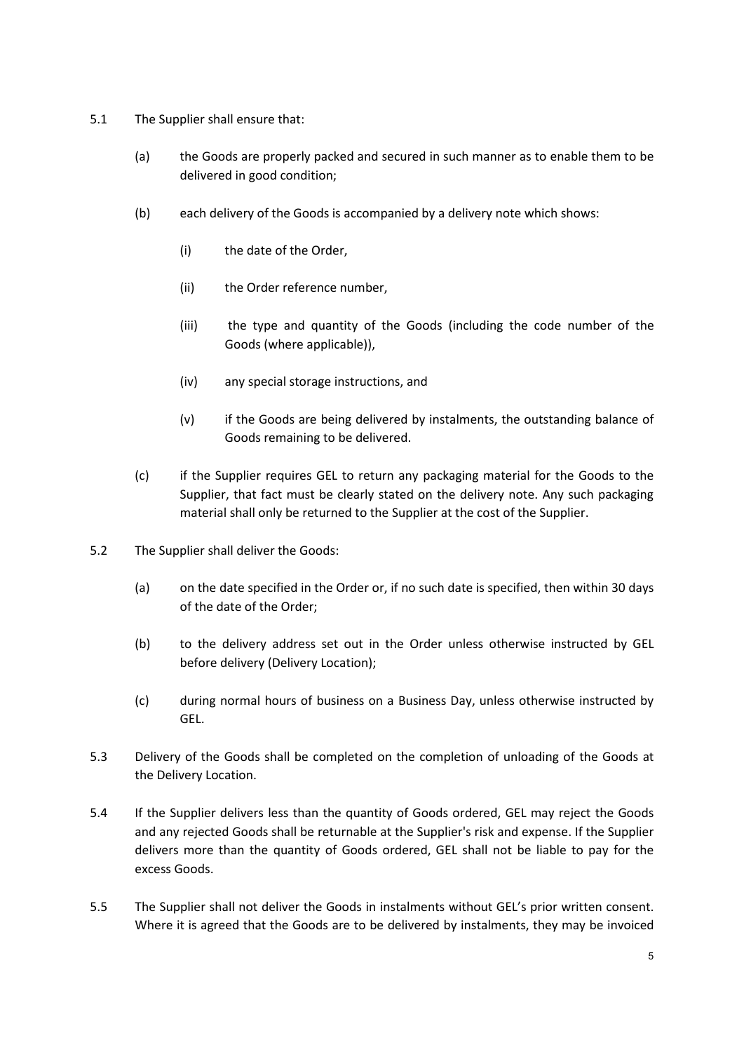5.1 The Supplier shall ensure that:

(a) the Goods are properly packed and secured in such manner as to enable them to be delivered in good condition;

(b) each delivery of the Goods is accompanied by a delivery note which shows:

(i) the date of the Order,

(ii) the Order reference number,

(iii) the type and quantity of the Goods (including the code number of the Goods (where applicable)),

(iv) any special storage instructions, and

(v) if the Goods are being delivered by instalments, the outstanding balance of Goods remaining to be delivered.

(c) if the Supplier requires GEL to return any packaging material for the Goods to the Supplier, that fact must be clearly stated on the delivery note. Any such packaging material shall only be returned to the Supplier at the cost of the Supplier.

5.2 The Supplier shall deliver the Goods:

(a) on the date specified in the Order or, if no such date is specified, then within 30 days of the date of the Order;

(b) to the delivery address set out in the Order unless otherwise instructed by GEL before delivery (Delivery Location);

(c) during normal hours of business on a Business Day, unless otherwise instructed by GEL.

5.3 Delivery of the Goods shall be completed on the completion of unloading of the Goods at the Delivery Location.

5.4 If the Supplier delivers less than the quantity of Goods ordered, GEL may reject the Goods and any rejected Goods shall be returnable at the Supplier's risk and expense. If the Supplier delivers more than the quantity of Goods ordered, GEL shall not be liable to pay for the excess Goods.

5.5 The Supplier shall not deliver the Goods in instalments without GEL's prior written consent. Where it is agreed that the Goods are to be delivered by instalments, they may be invoiced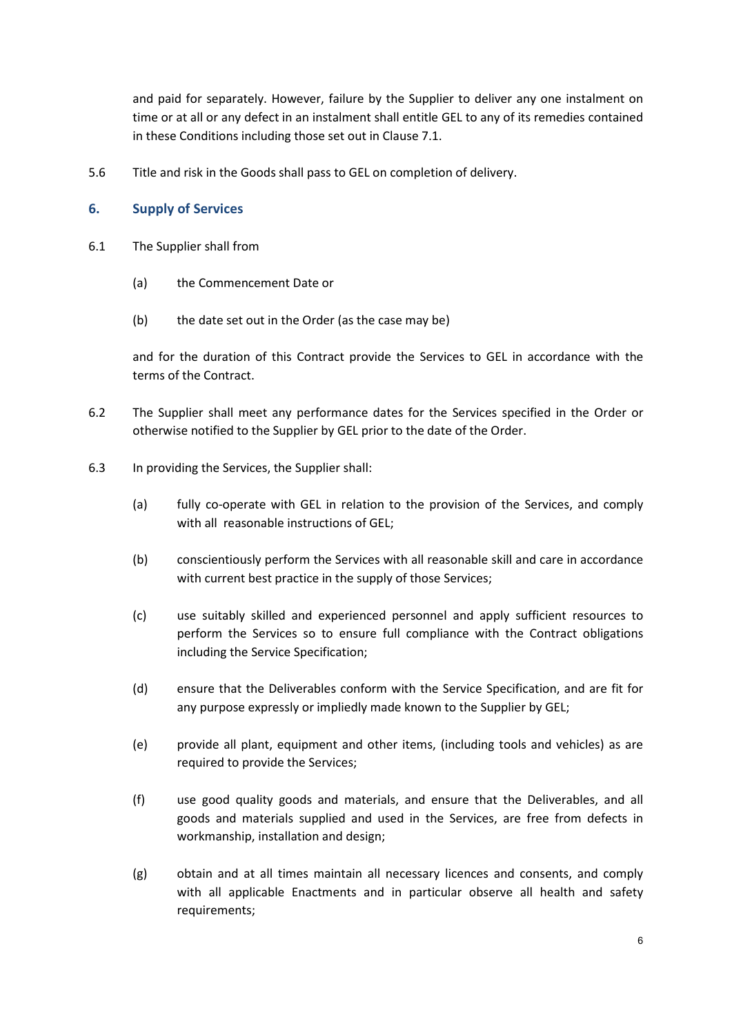and paid for separately. However, failure by the Supplier to deliver any one instalment on time or at all or any defect in an instalment shall entitle GEL to any of its remedies contained in these Conditions including those set out in Clause 7.1.

5.6 Title and risk in the Goods shall pass to GEL on completion of delivery.

## 6. Supply of Services

6.1 The Supplier shall from

(a) the Commencement Date or

(b) the date set out in the Order (as the case may be)

and for the duration of this Contract provide the Services to GEL in accordance with the terms of the Contract.

6.2 The Supplier shall meet any performance dates for the Services specified in the Order or otherwise notified to the Supplier by GEL prior to the date of the Order.

6.3 In providing the Services, the Supplier shall:

(a) fully co-operate with GEL in relation to the provision of the Services, and comply with all reasonable instructions of GEL;

(b) conscientiously perform the Services with all reasonable skill and care in accordance with current best practice in the supply of those Services;

(c) use suitably skilled and experienced personnel and apply sufficient resources to perform the Services so to ensure full compliance with the Contract obligations including the Service Specification;

(d) ensure that the Deliverables conform with the Service Specification, and are fit for any purpose expressly or impliedly made known to the Supplier by GEL;

(e) provide all plant, equipment and other items, (including tools and vehicles) as are required to provide the Services;

(f) use good quality goods and materials, and ensure that the Deliverables, and all goods and materials supplied and used in the Services, are free from defects in workmanship, installation and design;

(g) obtain and at all times maintain all necessary licences and consents, and comply with all applicable Enactments and in particular observe all health and safety requirements;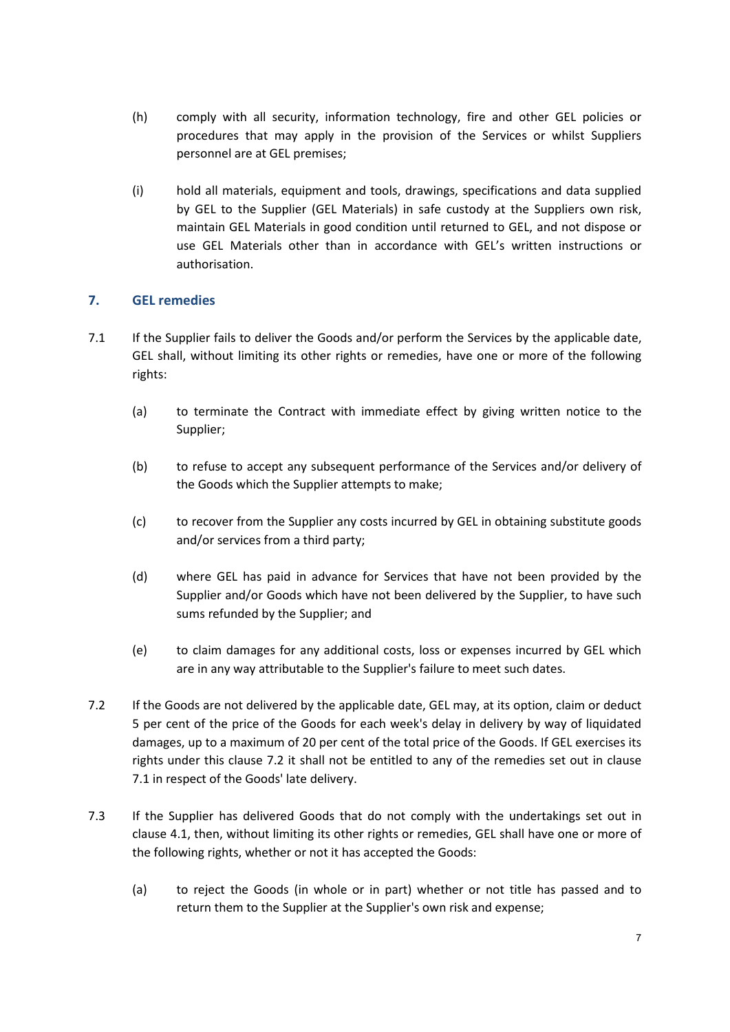(h) comply with all security, information technology, fire and other GEL policies or procedures that may apply in the provision of the Services or whilst Suppliers personnel are at GEL premises;

(i) hold all materials, equipment and tools, drawings, specifications and data supplied by GEL to the Supplier (GEL Materials) in safe custody at the Suppliers own risk, maintain GEL Materials in good condition until returned to GEL, and not dispose or use GEL Materials other than in accordance with GEL's written instructions or authorisation.

## 7. GEL remedies

7.1 If the Supplier fails to deliver the Goods and/or perform the Services by the applicable date, GEL shall, without limiting its other rights or remedies, have one or more of the following rights:

(a) to terminate the Contract with immediate effect by giving written notice to the Supplier;

(b) to refuse to accept any subsequent performance of the Services and/or delivery of the Goods which the Supplier attempts to make;

(c) to recover from the Supplier any costs incurred by GEL in obtaining substitute goods and/or services from a third party;

(d) where GEL has paid in advance for Services that have not been provided by the Supplier and/or Goods which have not been delivered by the Supplier, to have such sums refunded by the Supplier; and

(e) to claim damages for any additional costs, loss or expenses incurred by GEL which are in any way attributable to the Supplier's failure to meet such dates.

7.2 If the Goods are not delivered by the applicable date, GEL may, at its option, claim or deduct 5 per cent of the price of the Goods for each week's delay in delivery by way of liquidated damages, up to a maximum of 20 per cent of the total price of the Goods. If GEL exercises its rights under this clause 7.2 it shall not be entitled to any of the remedies set out in clause 7.1 in respect of the Goods' late delivery.

7.3 If the Supplier has delivered Goods that do not comply with the undertakings set out in clause 4.1, then, without limiting its other rights or remedies, GEL shall have one or more of the following rights, whether or not it has accepted the Goods:

(a) to reject the Goods (in whole or in part) whether or not title has passed and to return them to the Supplier at the Supplier's own risk and expense;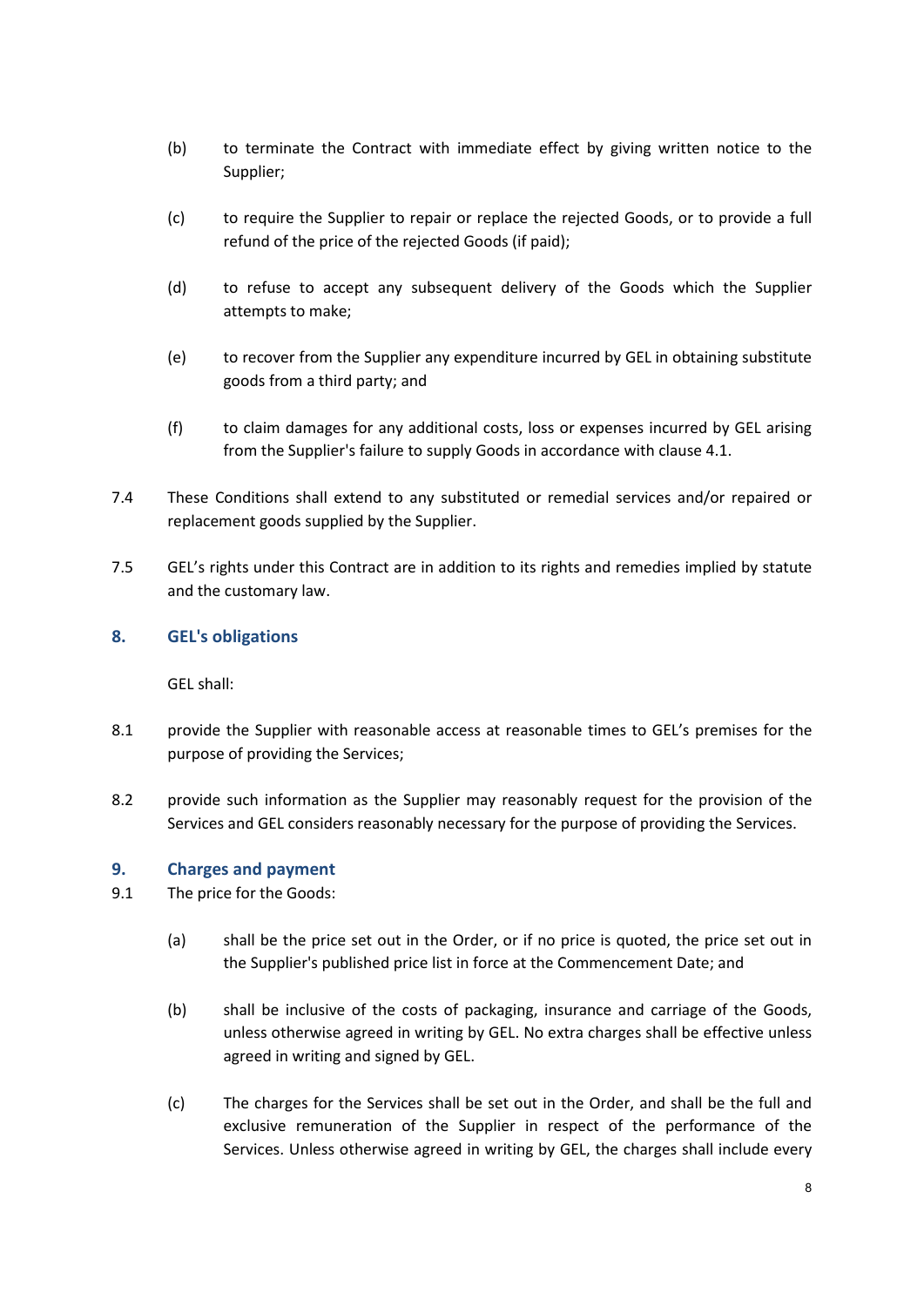(b) to terminate the Contract with immediate effect by giving written notice to the Supplier;

(c) to require the Supplier to repair or replace the rejected Goods, or to provide a full refund of the price of the rejected Goods (if paid);

(d) to refuse to accept any subsequent delivery of the Goods which the Supplier attempts to make;

(e) to recover from the Supplier any expenditure incurred by GEL in obtaining substitute goods from a third party; and

(f) to claim damages for any additional costs, loss or expenses incurred by GEL arising from the Supplier's failure to supply Goods in accordance with clause 4.1.

7.4 These Conditions shall extend to any substituted or remedial services and/or repaired or replacement goods supplied by the Supplier.

7.5 GEL's rights under this Contract are in addition to its rights and remedies implied by statute and the customary law.

## 8. GEL's obligations

GEL shall:

8.1 provide the Supplier with reasonable access at reasonable times to GEL's premises for the purpose of providing the Services;

8.2 provide such information as the Supplier may reasonably request for the provision of the Services and GEL considers reasonably necessary for the purpose of providing the Services.

## 9. Charges and payment

9.1 The price for the Goods:

(a) shall be the price set out in the Order, or if no price is quoted, the price set out in the Supplier's published price list in force at the Commencement Date; and

(b) shall be inclusive of the costs of packaging, insurance and carriage of the Goods, unless otherwise agreed in writing by GEL. No extra charges shall be effective unless agreed in writing and signed by GEL.

(c) The charges for the Services shall be set out in the Order, and shall be the full and exclusive remuneration of the Supplier in respect of the performance of the Services. Unless otherwise agreed in writing by GEL, the charges shall include every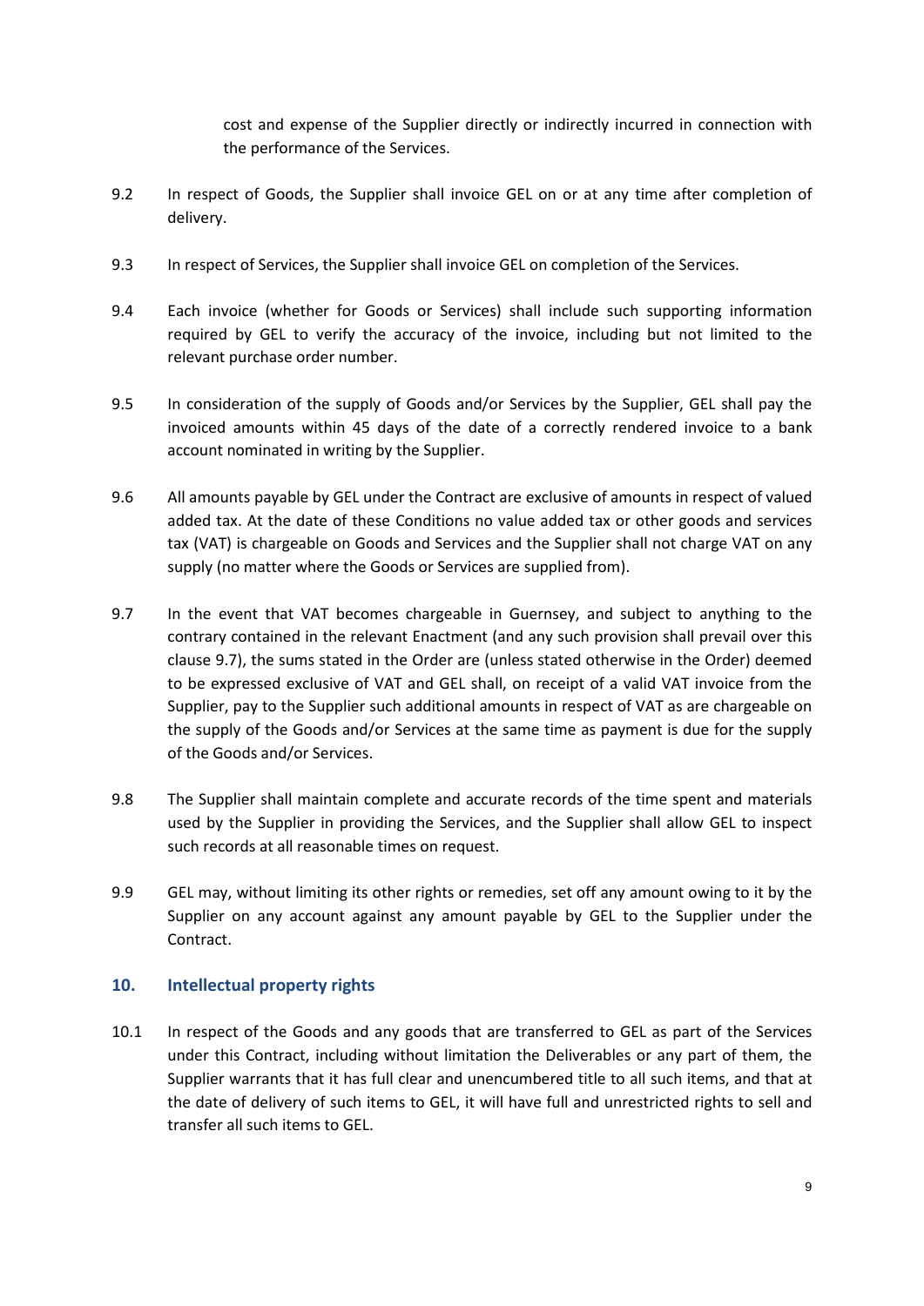cost and expense of the Supplier directly or indirectly incurred in connection with the performance of the Services.

9.2 In respect of Goods, the Supplier shall invoice GEL on or at any time after completion of delivery.

9.3 In respect of Services, the Supplier shall invoice GEL on completion of the Services.

9.4 Each invoice (whether for Goods or Services) shall include such supporting information required by GEL to verify the accuracy of the invoice, including but not limited to the relevant purchase order number.

9.5 In consideration of the supply of Goods and/or Services by the Supplier, GEL shall pay the invoiced amounts within 45 days of the date of a correctly rendered invoice to a bank account nominated in writing by the Supplier.

9.6 All amounts payable by GEL under the Contract are exclusive of amounts in respect of valued added tax. At the date of these Conditions no value added tax or other goods and services tax (VAT) is chargeable on Goods and Services and the Supplier shall not charge VAT on any supply (no matter where the Goods or Services are supplied from).

9.7 In the event that VAT becomes chargeable in Guernsey, and subject to anything to the contrary contained in the relevant Enactment (and any such provision shall prevail over this clause 9.7), the sums stated in the Order are (unless stated otherwise in the Order) deemed to be expressed exclusive of VAT and GEL shall, on receipt of a valid VAT invoice from the Supplier, pay to the Supplier such additional amounts in respect of VAT as are chargeable on the supply of the Goods and/or Services at the same time as payment is due for the supply of the Goods and/or Services.

9.8 The Supplier shall maintain complete and accurate records of the time spent and materials used by the Supplier in providing the Services, and the Supplier shall allow GEL to inspect such records at all reasonable times on request.

9.9 GEL may, without limiting its other rights or remedies, set off any amount owing to it by the Supplier on any account against any amount payable by GEL to the Supplier under the Contract.

## 10. Intellectual property rights

10.1 In respect of the Goods and any goods that are transferred to GEL as part of the Services under this Contract, including without limitation the Deliverables or any part of them, the Supplier warrants that it has full clear and unencumbered title to all such items, and that at the date of delivery of such items to GEL, it will have full and unrestricted rights to sell and transfer all such items to GEL.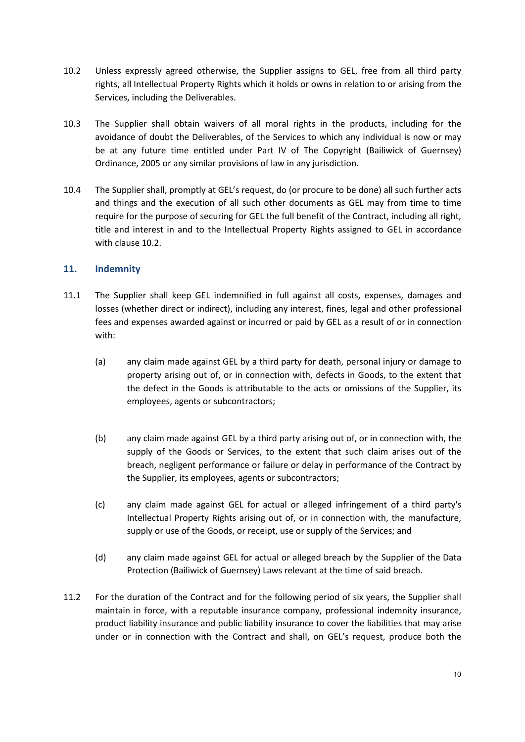10.2 Unless expressly agreed otherwise, the Supplier assigns to GEL, free from all third party rights, all Intellectual Property Rights which it holds or owns in relation to or arising from the Services, including the Deliverables.

10.3 The Supplier shall obtain waivers of all moral rights in the products, including for the avoidance of doubt the Deliverables, of the Services to which any individual is now or may be at any future time entitled under Part IV of The Copyright (Bailiwick of Guernsey) Ordinance, 2005 or any similar provisions of law in any jurisdiction.

10.4 The Supplier shall, promptly at GEL's request, do (or procure to be done) all such further acts and things and the execution of all such other documents as GEL may from time to time require for the purpose of securing for GEL the full benefit of the Contract, including all right, title and interest in and to the Intellectual Property Rights assigned to GEL in accordance with clause 10.2.

## 11. Indemnity

11.1 The Supplier shall keep GEL indemnified in full against all costs, expenses, damages and losses (whether direct or indirect), including any interest, fines, legal and other professional fees and expenses awarded against or incurred or paid by GEL as a result of or in connection with:

(a) any claim made against GEL by a third party for death, personal injury or damage to property arising out of, or in connection with, defects in Goods, to the extent that the defect in the Goods is attributable to the acts or omissions of the Supplier, its employees, agents or subcontractors;

(b) any claim made against GEL by a third party arising out of, or in connection with, the supply of the Goods or Services, to the extent that such claim arises out of the breach, negligent performance or failure or delay in performance of the Contract by the Supplier, its employees, agents or subcontractors;

(c) any claim made against GEL for actual or alleged infringement of a third party's Intellectual Property Rights arising out of, or in connection with, the manufacture, supply or use of the Goods, or receipt, use or supply of the Services; and

(d) any claim made against GEL for actual or alleged breach by the Supplier of the Data Protection (Bailiwick of Guernsey) Laws relevant at the time of said breach.

11.2 For the duration of the Contract and for the following period of six years, the Supplier shall maintain in force, with a reputable insurance company, professional indemnity insurance, product liability insurance and public liability insurance to cover the liabilities that may arise under or in connection with the Contract and shall, on GEL's request, produce both the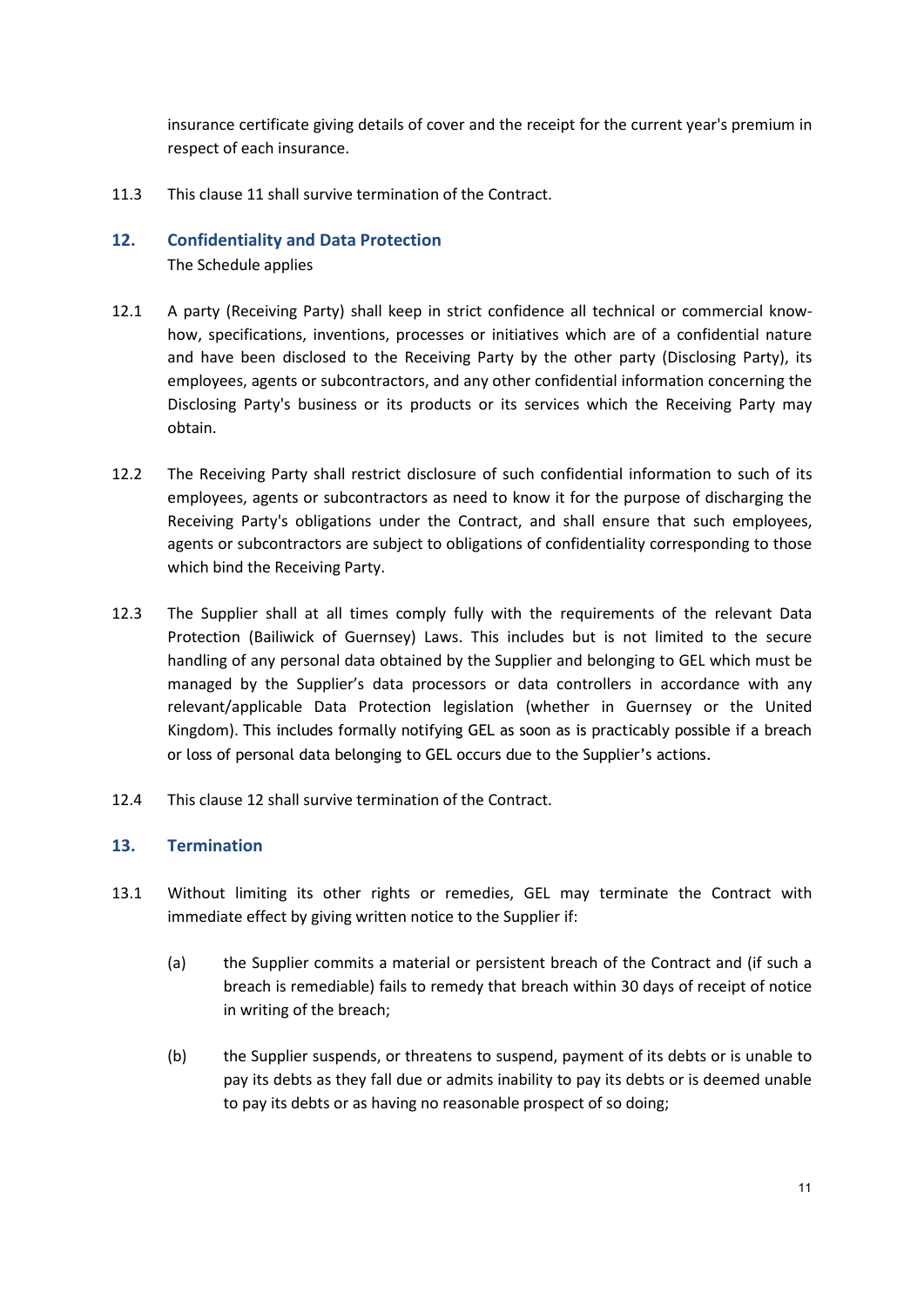insurance certificate giving details of cover and the receipt for the current year's premium in respect of each insurance.

11.3 This clause 11 shall survive termination of the Contract.

## 12. Confidentiality and Data Protection

The Schedule applies

12.1 A party (Receiving Party) shall keep in strict confidence all technical or commercial know-how, specifications, inventions, processes or initiatives which are of a confidential nature and have been disclosed to the Receiving Party by the other party (Disclosing Party), its employees, agents or subcontractors, and any other confidential information concerning the Disclosing Party's business or its products or its services which the Receiving Party may obtain.

12.2 The Receiving Party shall restrict disclosure of such confidential information to such of its employees, agents or subcontractors as need to know it for the purpose of discharging the Receiving Party's obligations under the Contract, and shall ensure that such employees, agents or subcontractors are subject to obligations of confidentiality corresponding to those which bind the Receiving Party.

12.3 The Supplier shall at all times comply fully with the requirements of the relevant Data Protection (Bailiwick of Guernsey) Laws. This includes but is not limited to the secure handling of any personal data obtained by the Supplier and belonging to GEL which must be managed by the Supplier's data processors or data controllers in accordance with any relevant/applicable Data Protection legislation (whether in Guernsey or the United Kingdom). This includes formally notifying GEL as soon as is practicably possible if a breach or loss of personal data belonging to GEL occurs due to the Supplier's actions.

12.4 This clause 12 shall survive termination of the Contract.

## 13. Termination

13.1 Without limiting its other rights or remedies, GEL may terminate the Contract with immediate effect by giving written notice to the Supplier if:

(a) the Supplier commits a material or persistent breach of the Contract and (if such a breach is remediable) fails to remedy that breach within 30 days of receipt of notice in writing of the breach;

(b) the Supplier suspends, or threatens to suspend, payment of its debts or is unable to pay its debts as they fall due or admits inability to pay its debts or is deemed unable to pay its debts or as having no reasonable prospect of so doing;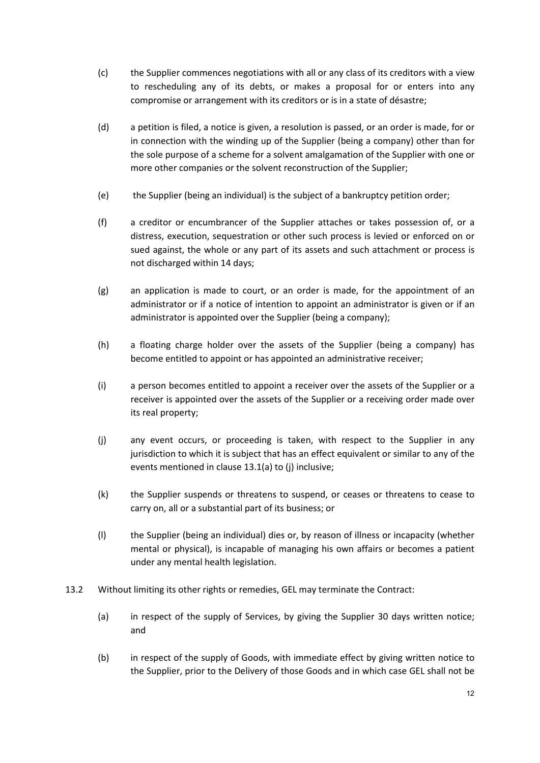(c) the Supplier commences negotiations with all or any class of its creditors with a view to rescheduling any of its debts, or makes a proposal for or enters into any compromise or arrangement with its creditors or is in a state of désastre;

(d) a petition is filed, a notice is given, a resolution is passed, or an order is made, for or in connection with the winding up of the Supplier (being a company) other than for the sole purpose of a scheme for a solvent amalgamation of the Supplier with one or more other companies or the solvent reconstruction of the Supplier;

(e) the Supplier (being an individual) is the subject of a bankruptcy petition order;

(f) a creditor or encumbrancer of the Supplier attaches or takes possession of, or a distress, execution, sequestration or other such process is levied or enforced on or sued against, the whole or any part of its assets and such attachment or process is not discharged within 14 days;

(g) an application is made to court, or an order is made, for the appointment of an administrator or if a notice of intention to appoint an administrator is given or if an administrator is appointed over the Supplier (being a company);

(h) a floating charge holder over the assets of the Supplier (being a company) has become entitled to appoint or has appointed an administrative receiver;

(i) a person becomes entitled to appoint a receiver over the assets of the Supplier or a receiver is appointed over the assets of the Supplier or a receiving order made over its real property;

(j) any event occurs, or proceeding is taken, with respect to the Supplier in any jurisdiction to which it is subject that has an effect equivalent or similar to any of the events mentioned in clause 13.1(a) to (j) inclusive;

(k) the Supplier suspends or threatens to suspend, or ceases or threatens to cease to carry on, all or a substantial part of its business; or

(l) the Supplier (being an individual) dies or, by reason of illness or incapacity (whether mental or physical), is incapable of managing his own affairs or becomes a patient under any mental health legislation.

13.2 Without limiting its other rights or remedies, GEL may terminate the Contract:

(a) in respect of the supply of Services, by giving the Supplier 30 days written notice; and

(b) in respect of the supply of Goods, with immediate effect by giving written notice to the Supplier, prior to the Delivery of those Goods and in which case GEL shall not be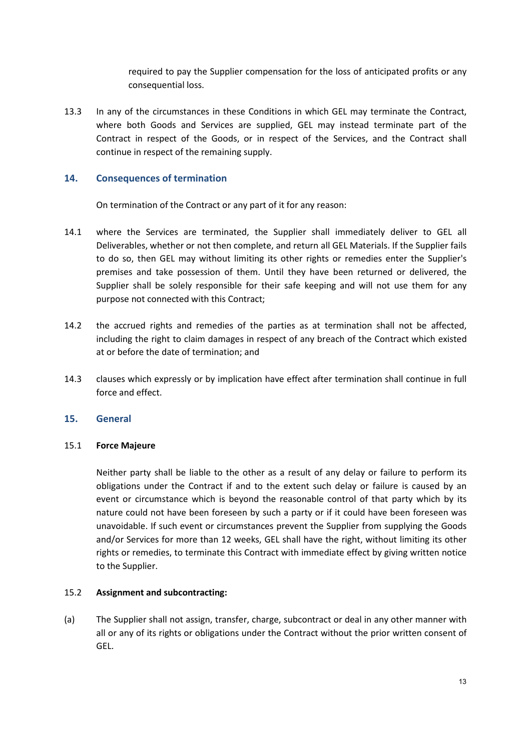required to pay the Supplier compensation for the loss of anticipated profits or any consequential loss.

13.3 In any of the circumstances in these Conditions in which GEL may terminate the Contract, where both Goods and Services are supplied, GEL may instead terminate part of the Contract in respect of the Goods, or in respect of the Services, and the Contract shall continue in respect of the remaining supply.

## 14. Consequences of termination

On termination of the Contract or any part of it for any reason:

14.1 where the Services are terminated, the Supplier shall immediately deliver to GEL all Deliverables, whether or not then complete, and return all GEL Materials. If the Supplier fails to do so, then GEL may without limiting its other rights or remedies enter the Supplier's premises and take possession of them. Until they have been returned or delivered, the Supplier shall be solely responsible for their safe keeping and will not use them for any purpose not connected with this Contract;

14.2 the accrued rights and remedies of the parties as at termination shall not be affected, including the right to claim damages in respect of any breach of the Contract which existed at or before the date of termination; and

14.3 clauses which expressly or by implication have effect after termination shall continue in full force and effect.

## 15. General

15.1 **Force Majeure**

Neither party shall be liable to the other as a result of any delay or failure to perform its obligations under the Contract if and to the extent such delay or failure is caused by an event or circumstance which is beyond the reasonable control of that party which by its nature could not have been foreseen by such a party or if it could have been foreseen was unavoidable. If such event or circumstances prevent the Supplier from supplying the Goods and/or Services for more than 12 weeks, GEL shall have the right, without limiting its other rights or remedies, to terminate this Contract with immediate effect by giving written notice to the Supplier.

15.2 **Assignment and subcontracting:**

(a) The Supplier shall not assign, transfer, charge, subcontract or deal in any other manner with all or any of its rights or obligations under the Contract without the prior written consent of GEL.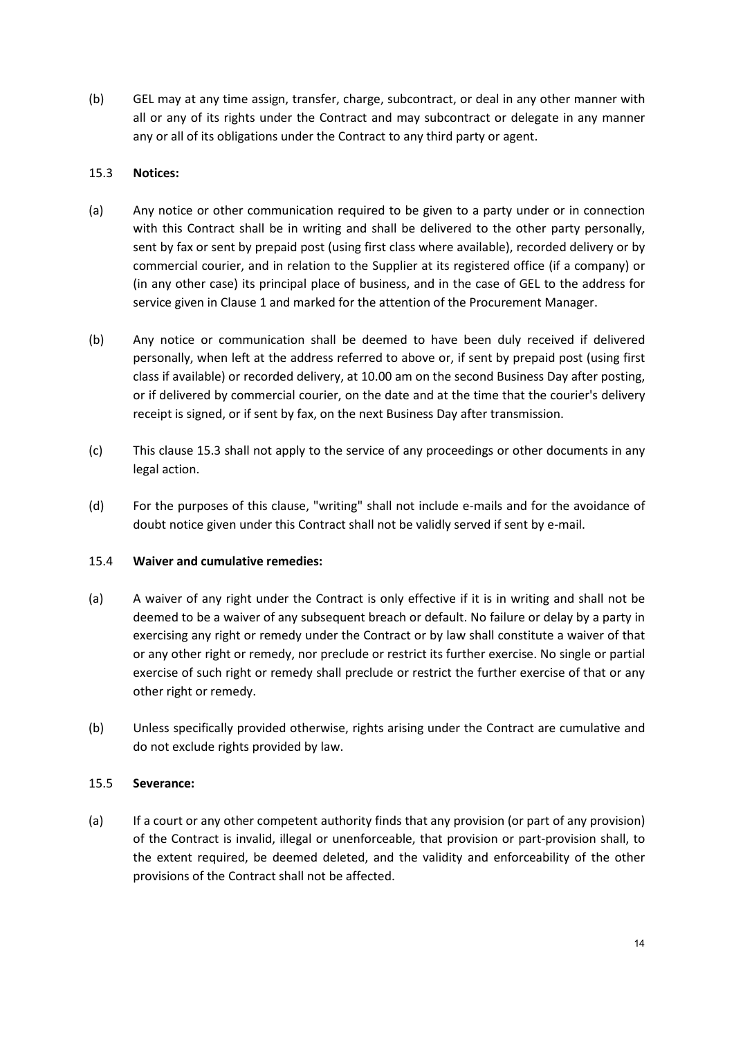(b) GEL may at any time assign, transfer, charge, subcontract, or deal in any other manner with all or any of its rights under the Contract and may subcontract or delegate in any manner any or all of its obligations under the Contract to any third party or agent.

15.3 **Notices:**

(a) Any notice or other communication required to be given to a party under or in connection with this Contract shall be in writing and shall be delivered to the other party personally, sent by fax or sent by prepaid post (using first class where available), recorded delivery or by commercial courier, and in relation to the Supplier at its registered office (if a company) or (in any other case) its principal place of business, and in the case of GEL to the address for service given in Clause 1 and marked for the attention of the Procurement Manager.

(b) Any notice or communication shall be deemed to have been duly received if delivered personally, when left at the address referred to above or, if sent by prepaid post (using first class if available) or recorded delivery, at 10.00 am on the second Business Day after posting, or if delivered by commercial courier, on the date and at the time that the courier's delivery receipt is signed, or if sent by fax, on the next Business Day after transmission.

(c) This clause 15.3 shall not apply to the service of any proceedings or other documents in any legal action.

(d) For the purposes of this clause, "writing" shall not include e-mails and for the avoidance of doubt notice given under this Contract shall not be validly served if sent by e-mail.

15.4 **Waiver and cumulative remedies:**

(a) A waiver of any right under the Contract is only effective if it is in writing and shall not be deemed to be a waiver of any subsequent breach or default. No failure or delay by a party in exercising any right or remedy under the Contract or by law shall constitute a waiver of that or any other right or remedy, nor preclude or restrict its further exercise. No single or partial exercise of such right or remedy shall preclude or restrict the further exercise of that or any other right or remedy.

(b) Unless specifically provided otherwise, rights arising under the Contract are cumulative and do not exclude rights provided by law.

15.5 **Severance:**

(a) If a court or any other competent authority finds that any provision (or part of any provision) of the Contract is invalid, illegal or unenforceable, that provision or part-provision shall, to the extent required, be deemed deleted, and the validity and enforceability of the other provisions of the Contract shall not be affected.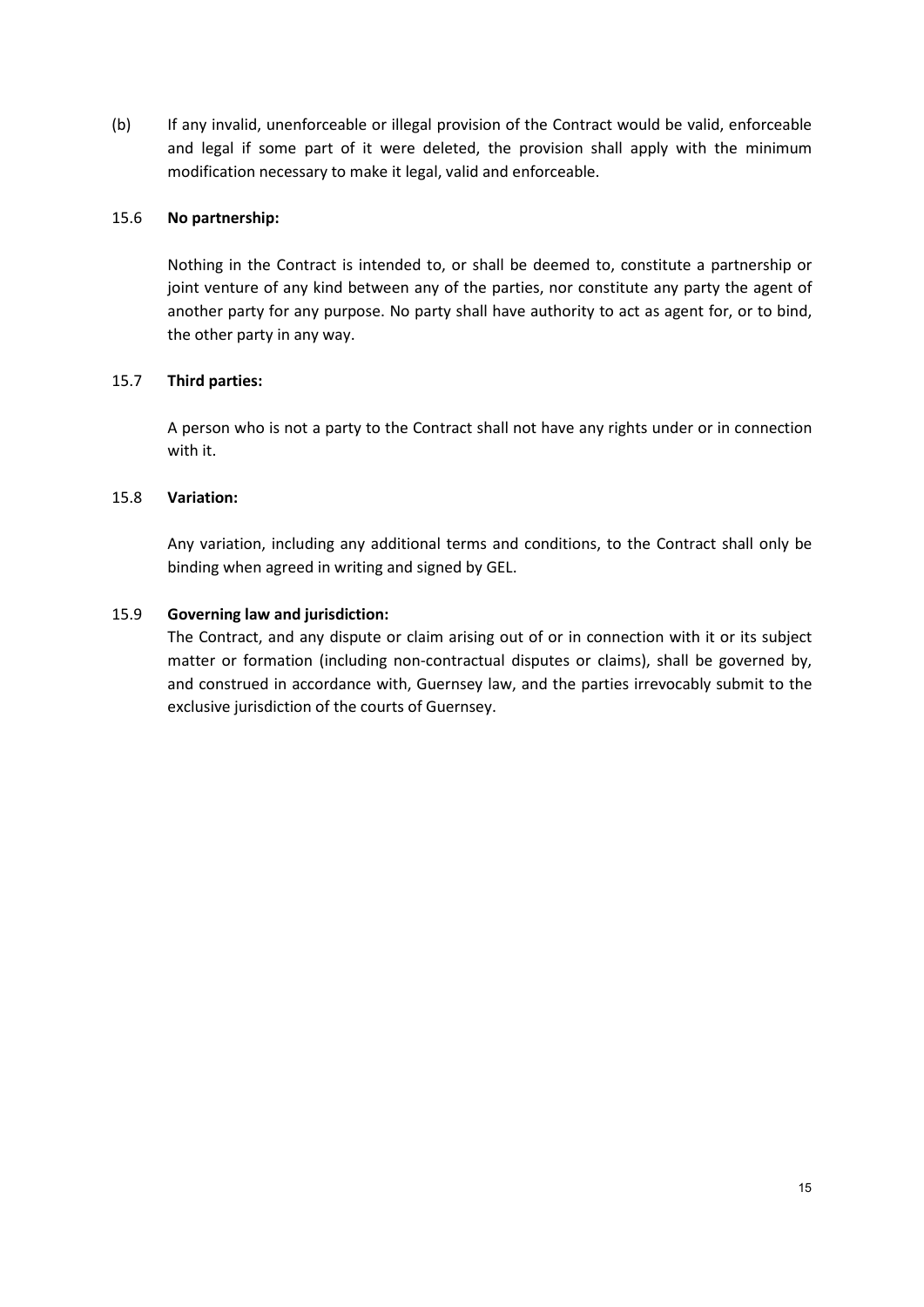(b) If any invalid, unenforceable or illegal provision of the Contract would be valid, enforceable and legal if some part of it were deleted, the provision shall apply with the minimum modification necessary to make it legal, valid and enforceable.

15.6 **No partnership:**

Nothing in the Contract is intended to, or shall be deemed to, constitute a partnership or joint venture of any kind between any of the parties, nor constitute any party the agent of another party for any purpose. No party shall have authority to act as agent for, or to bind, the other party in any way.

15.7 **Third parties:**

A person who is not a party to the Contract shall not have any rights under or in connection with it.

15.8 **Variation:**

Any variation, including any additional terms and conditions, to the Contract shall only be binding when agreed in writing and signed by GEL.

15.9 **Governing law and jurisdiction:**

The Contract, and any dispute or claim arising out of or in connection with it or its subject matter or formation (including non-contractual disputes or claims), shall be governed by, and construed in accordance with, Guernsey law, and the parties irrevocably submit to the exclusive jurisdiction of the courts of Guernsey.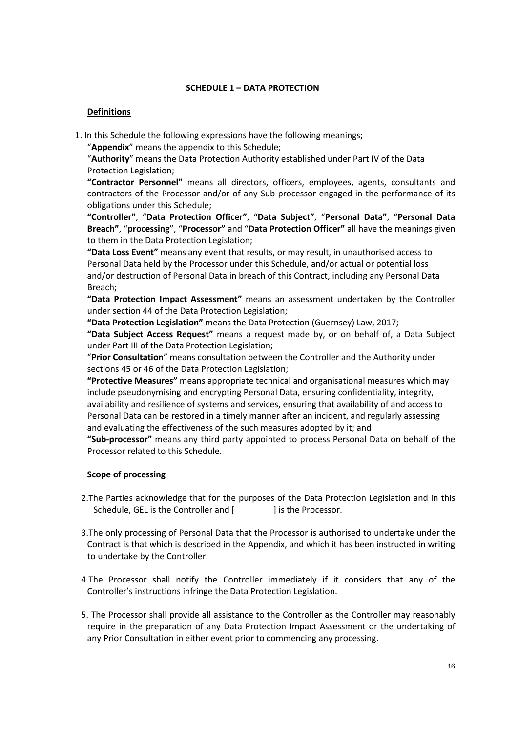## SCHEDULE 1 – DATA PROTECTION

### Definitions

1. In this Schedule the following expressions have the following meanings;

"**Appendix**" means the appendix to this Schedule;

"**Authority**" means the Data Protection Authority established under Part IV of the Data Protection Legislation;

**"Contractor Personnel"** means all directors, officers, employees, agents, consultants and contractors of the Processor and/or of any Sub-processor engaged in the performance of its obligations under this Schedule;

**"Controller"**, "**Data Protection Officer"**, "**Data Subject"**, "**Personal Data"**, "**Personal Data Breach"**, "**processing**", "**Processor"** and "**Data Protection Officer"** all have the meanings given to them in the Data Protection Legislation;

**"Data Loss Event"** means any event that results, or may result, in unauthorised access to Personal Data held by the Processor under this Schedule, and/or actual or potential loss and/or destruction of Personal Data in breach of this Contract, including any Personal Data Breach;

**"Data Protection Impact Assessment"** means an assessment undertaken by the Controller under section 44 of the Data Protection Legislation;

**"Data Protection Legislation"** means the Data Protection (Guernsey) Law, 2017;

**"Data Subject Access Request"** means a request made by, or on behalf of, a Data Subject under Part III of the Data Protection Legislation;

"**Prior Consultation**" means consultation between the Controller and the Authority under sections 45 or 46 of the Data Protection Legislation;

**"Protective Measures"** means appropriate technical and organisational measures which may include pseudonymising and encrypting Personal Data, ensuring confidentiality, integrity, availability and resilience of systems and services, ensuring that availability of and access to Personal Data can be restored in a timely manner after an incident, and regularly assessing and evaluating the effectiveness of the such measures adopted by it; and

**"Sub-processor"** means any third party appointed to process Personal Data on behalf of the Processor related to this Schedule.

### Scope of processing

2. The Parties acknowledge that for the purposes of the Data Protection Legislation and in this Schedule, GEL is the Controller and [ ] is the Processor.

3. The only processing of Personal Data that the Processor is authorised to undertake under the Contract is that which is described in the Appendix, and which it has been instructed in writing to undertake by the Controller.

4. The Processor shall notify the Controller immediately if it considers that any of the Controller's instructions infringe the Data Protection Legislation.

5. The Processor shall provide all assistance to the Controller as the Controller may reasonably require in the preparation of any Data Protection Impact Assessment or the undertaking of any Prior Consultation in either event prior to commencing any processing.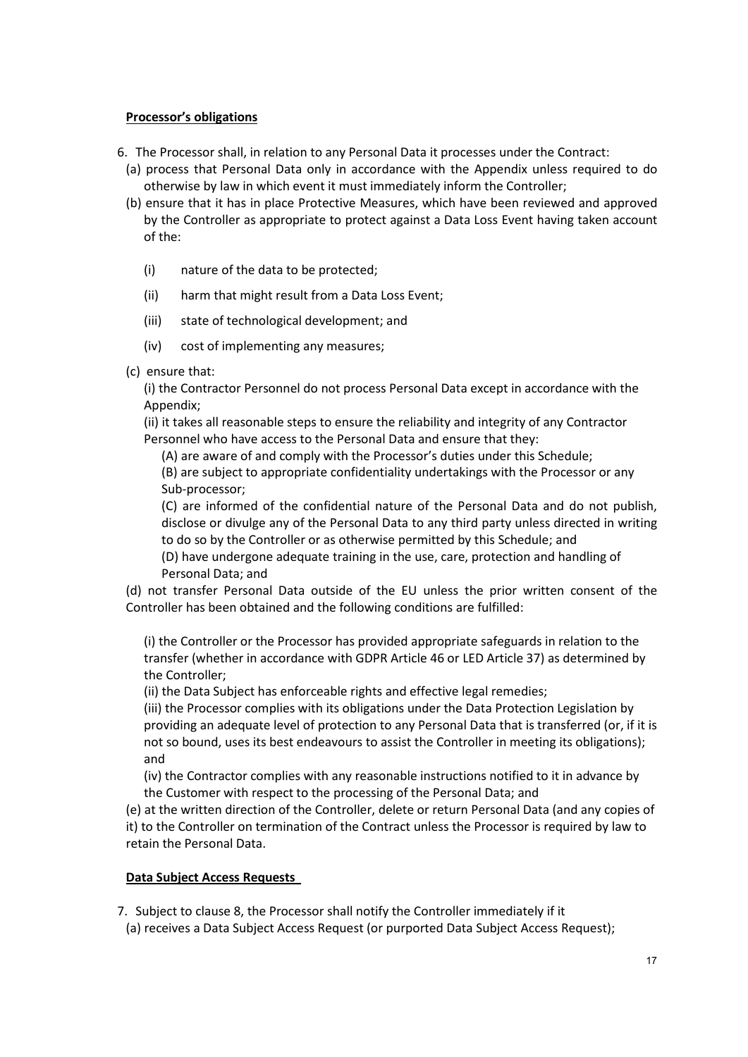**Processor's obligations**

6. The Processor shall, in relation to any Personal Data it processes under the Contract:
   (a) process that Personal Data only in accordance with the Appendix unless required to do otherwise by law in which event it must immediately inform the Controller;
   (b) ensure that it has in place Protective Measures, which have been reviewed and approved by the Controller as appropriate to protect against a Data Loss Event having taken account of the:

      (i) nature of the data to be protected;

      (ii) harm that might result from a Data Loss Event;

      (iii) state of technological development; and

      (iv) cost of implementing any measures;

   (c) ensure that:

      (i) the Contractor Personnel do not process Personal Data except in accordance with the Appendix;

      (ii) it takes all reasonable steps to ensure the reliability and integrity of any Contractor Personnel who have access to the Personal Data and ensure that they:

         (A) are aware of and comply with the Processor's duties under this Schedule;

         (B) are subject to appropriate confidentiality undertakings with the Processor or any Sub-processor;

         (C) are informed of the confidential nature of the Personal Data and do not publish, disclose or divulge any of the Personal Data to any third party unless directed in writing to do so by the Controller or as otherwise permitted by this Schedule; and

         (D) have undergone adequate training in the use, care, protection and handling of Personal Data; and

   (d) not transfer Personal Data outside of the EU unless the prior written consent of the Controller has been obtained and the following conditions are fulfilled:

      (i) the Controller or the Processor has provided appropriate safeguards in relation to the transfer (whether in accordance with GDPR Article 46 or LED Article 37) as determined by the Controller;

      (ii) the Data Subject has enforceable rights and effective legal remedies;

      (iii) the Processor complies with its obligations under the Data Protection Legislation by providing an adequate level of protection to any Personal Data that is transferred (or, if it is not so bound, uses its best endeavours to assist the Controller in meeting its obligations); and

      (iv) the Contractor complies with any reasonable instructions notified to it in advance by the Customer with respect to the processing of the Personal Data; and

   (e) at the written direction of the Controller, delete or return Personal Data (and any copies of it) to the Controller on termination of the Contract unless the Processor is required by law to retain the Personal Data.

**Data Subject Access Requests**

7. Subject to clause 8, the Processor shall notify the Controller immediately if it
   (a) receives a Data Subject Access Request (or purported Data Subject Access Request);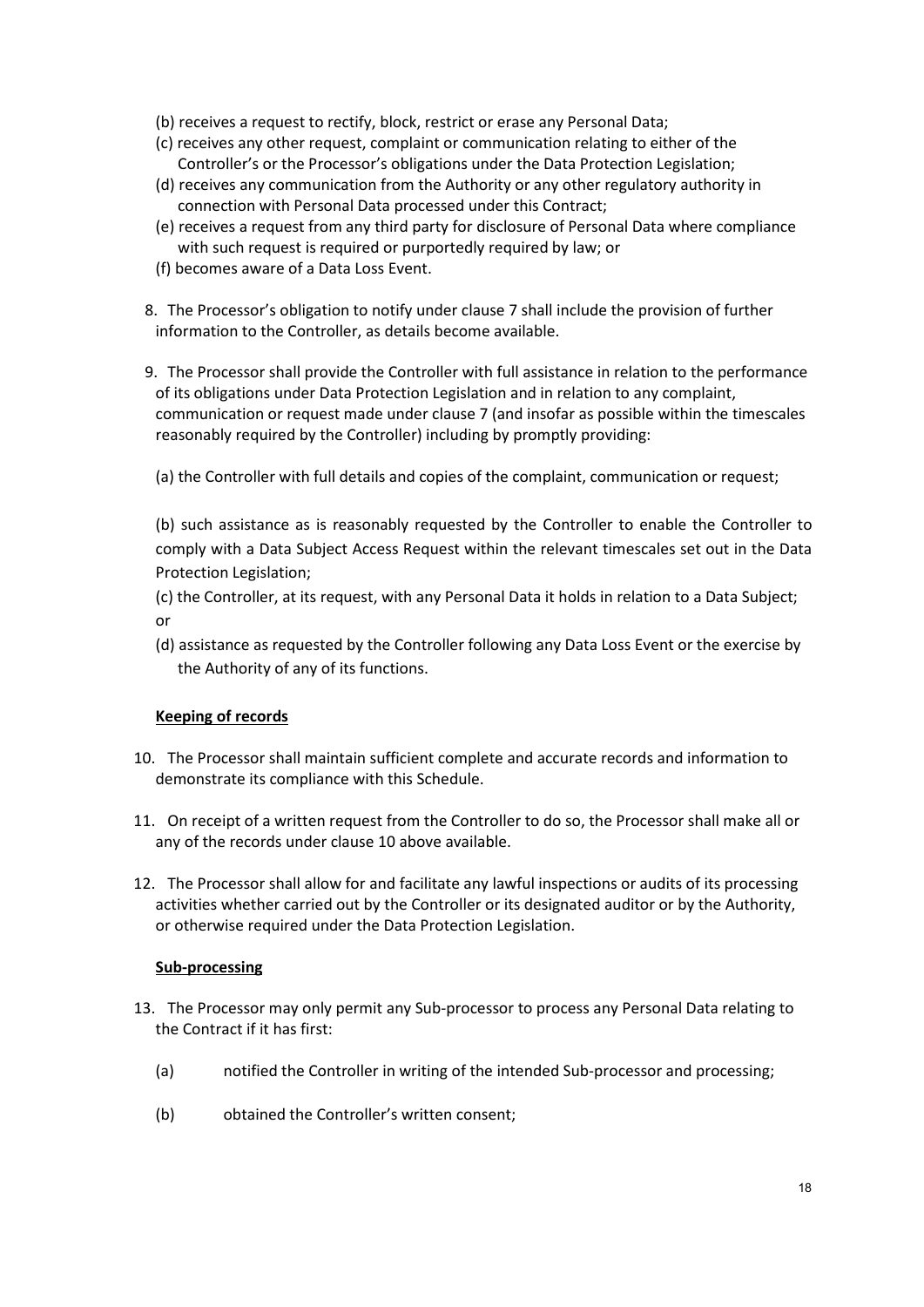(b) receives a request to rectify, block, restrict or erase any Personal Data;

(c) receives any other request, complaint or communication relating to either of the Controller's or the Processor's obligations under the Data Protection Legislation;

(d) receives any communication from the Authority or any other regulatory authority in connection with Personal Data processed under this Contract;

(e) receives a request from any third party for disclosure of Personal Data where compliance with such request is required or purportedly required by law; or

(f) becomes aware of a Data Loss Event.

8. The Processor's obligation to notify under clause 7 shall include the provision of further information to the Controller, as details become available.

9. The Processor shall provide the Controller with full assistance in relation to the performance of its obligations under Data Protection Legislation and in relation to any complaint, communication or request made under clause 7 (and insofar as possible within the timescales reasonably required by the Controller) including by promptly providing:

(a) the Controller with full details and copies of the complaint, communication or request;

(b) such assistance as is reasonably requested by the Controller to enable the Controller to comply with a Data Subject Access Request within the relevant timescales set out in the Data Protection Legislation;

(c) the Controller, at its request, with any Personal Data it holds in relation to a Data Subject; or

(d) assistance as requested by the Controller following any Data Loss Event or the exercise by the Authority of any of its functions.

**Keeping of records**

10. The Processor shall maintain sufficient complete and accurate records and information to demonstrate its compliance with this Schedule.

11. On receipt of a written request from the Controller to do so, the Processor shall make all or any of the records under clause 10 above available.

12. The Processor shall allow for and facilitate any lawful inspections or audits of its processing activities whether carried out by the Controller or its designated auditor or by the Authority, or otherwise required under the Data Protection Legislation.

**Sub-processing**

13. The Processor may only permit any Sub-processor to process any Personal Data relating to the Contract if it has first:

(a) notified the Controller in writing of the intended Sub-processor and processing;

(b) obtained the Controller's written consent;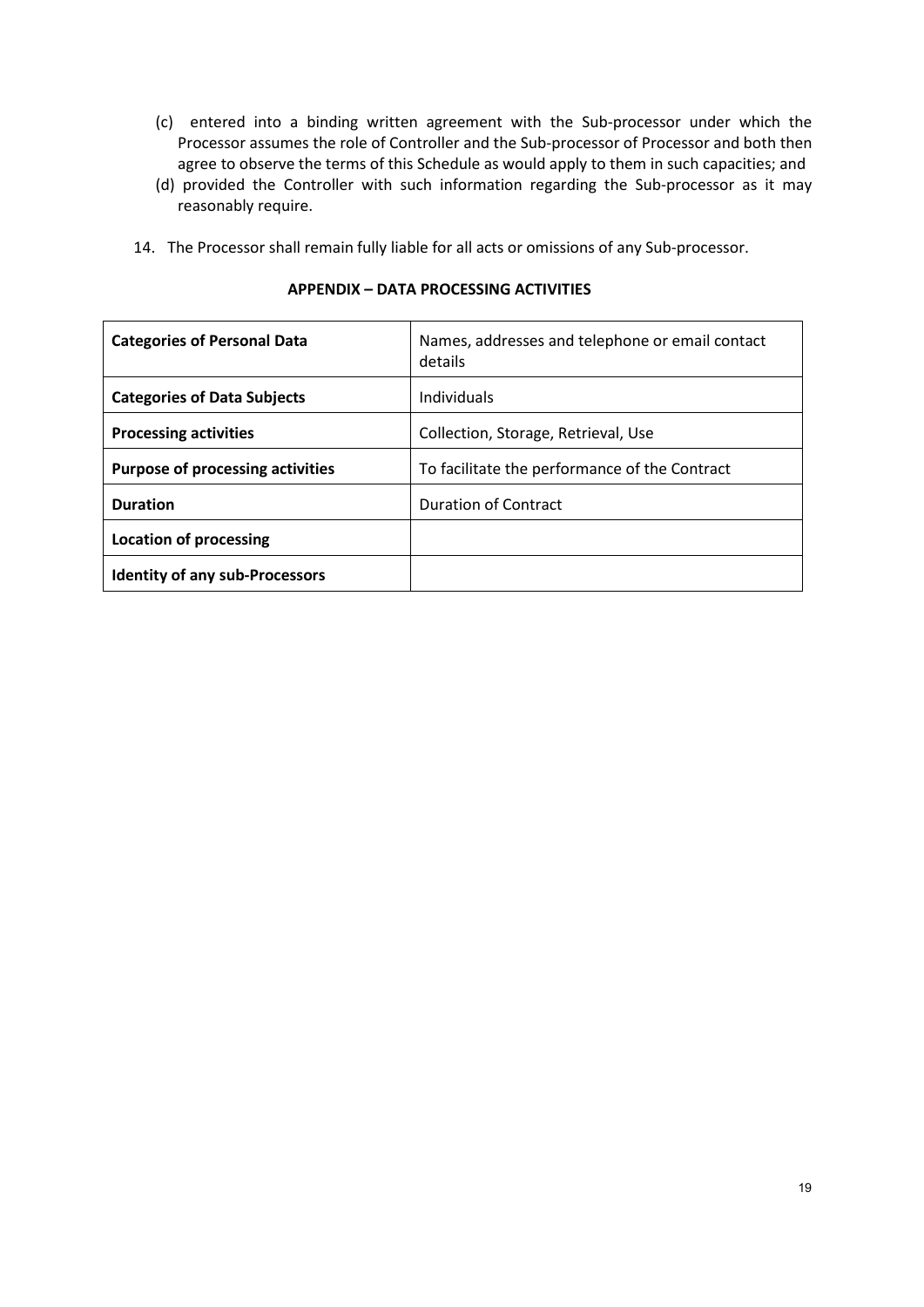(c) entered into a binding written agreement with the Sub-processor under which the Processor assumes the role of Controller and the Sub-processor of Processor and both then agree to observe the terms of this Schedule as would apply to them in such capacities; and

(d) provided the Controller with such information regarding the Sub-processor as it may reasonably require.

14. The Processor shall remain fully liable for all acts or omissions of any Sub-processor.

**APPENDIX – DATA PROCESSING ACTIVITIES**

| | |
|---|---|
| **Categories of Personal Data** | Names, addresses and telephone or email contact details |
| **Categories of Data Subjects** | Individuals |
| **Processing activities** | Collection, Storage, Retrieval, Use |
| **Purpose of processing activities** | To facilitate the performance of the Contract |
| **Duration** | Duration of Contract |
| **Location of processing** | |
| **Identity of any sub-Processors** | |